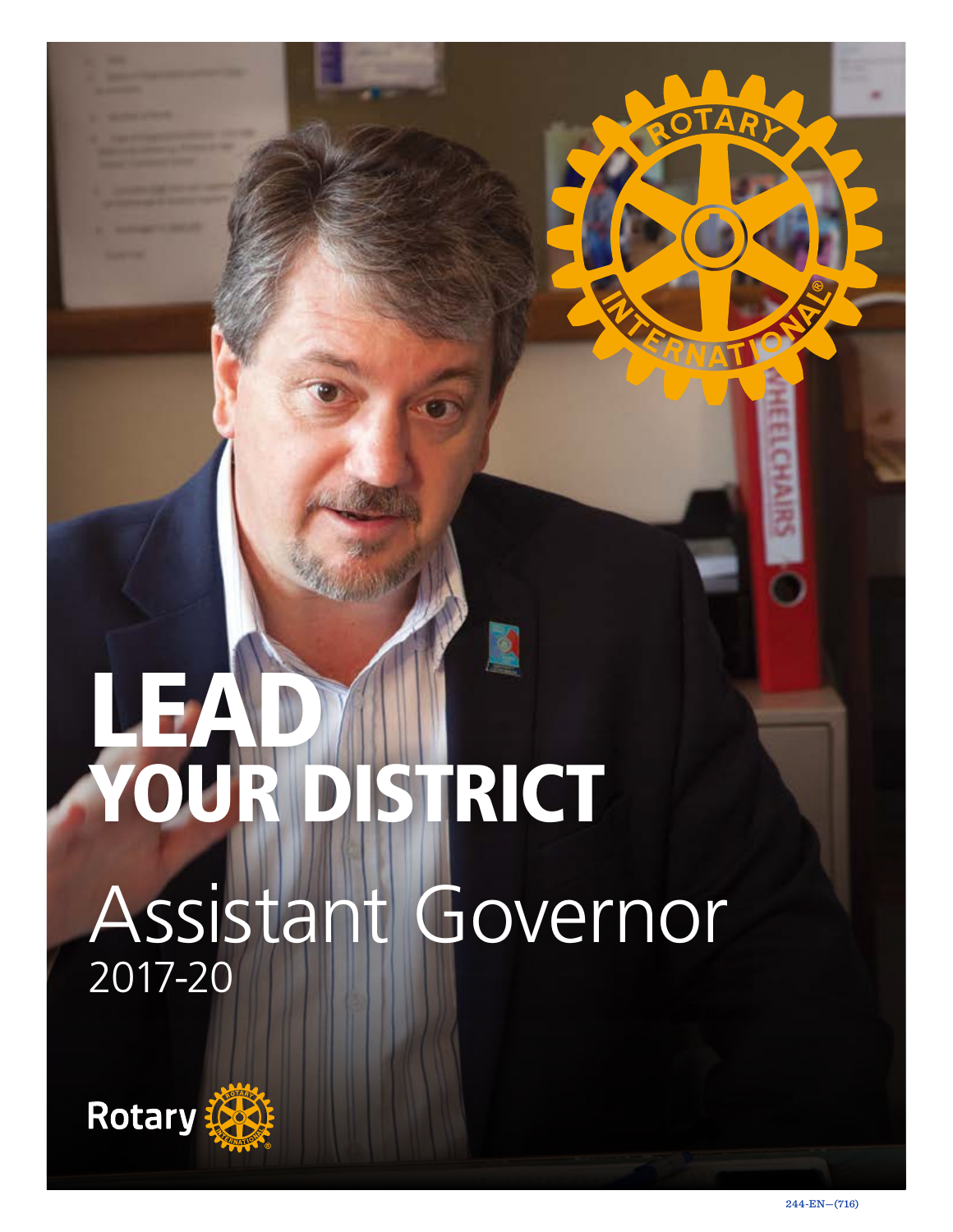# LEAD YOUR DISTRICT

## Assistant Governor

2017-20

Rotary

244-EN—(716)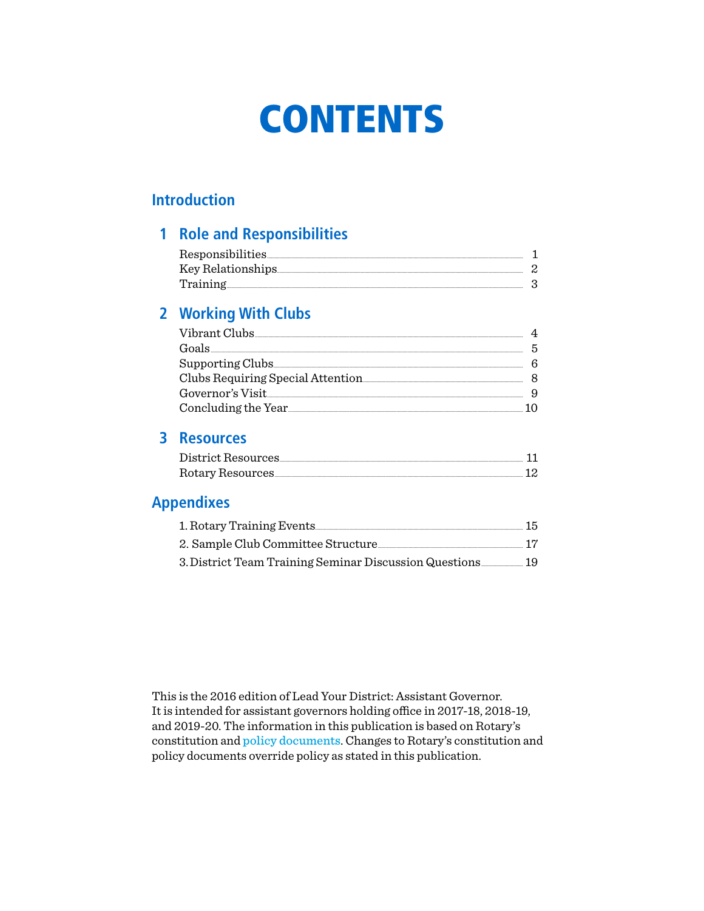# CONTENTS

## Introduction

## 1 Role and Responsibilities

Responsibilities ..... 1
Key Relationships ..... 2
Training ..... 3

## 2 Working With Clubs

Vibrant Clubs ..... 4
Goals ..... 5
Supporting Clubs ..... 6
Clubs Requiring Special Attention ..... 8
Governor's Visit ..... 9
Concluding the Year ..... 10

## 3 Resources

District Resources ..... 11
Rotary Resources ..... 12

## Appendixes

1. Rotary Training Events ..... 15
2. Sample Club Committee Structure ..... 17
3. District Team Training Seminar Discussion Questions ..... 19

This is the 2016 edition of Lead Your District: Assistant Governor. It is intended for assistant governors holding office in 2017-18, 2018-19, and 2019-20. The information in this publication is based on Rotary's constitution and policy documents. Changes to Rotary's constitution and policy documents override policy as stated in this publication.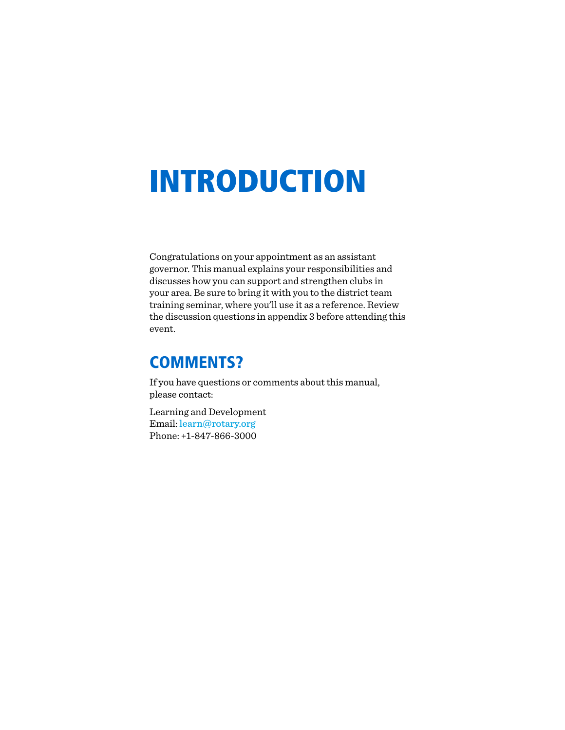# INTRODUCTION

Congratulations on your appointment as an assistant governor. This manual explains your responsibilities and discusses how you can support and strengthen clubs in your area. Be sure to bring it with you to the district team training seminar, where you'll use it as a reference. Review the discussion questions in appendix 3 before attending this event.

## COMMENTS?

If you have questions or comments about this manual, please contact:

Learning and Development
Email: learn@rotary.org
Phone: +1-847-866-3000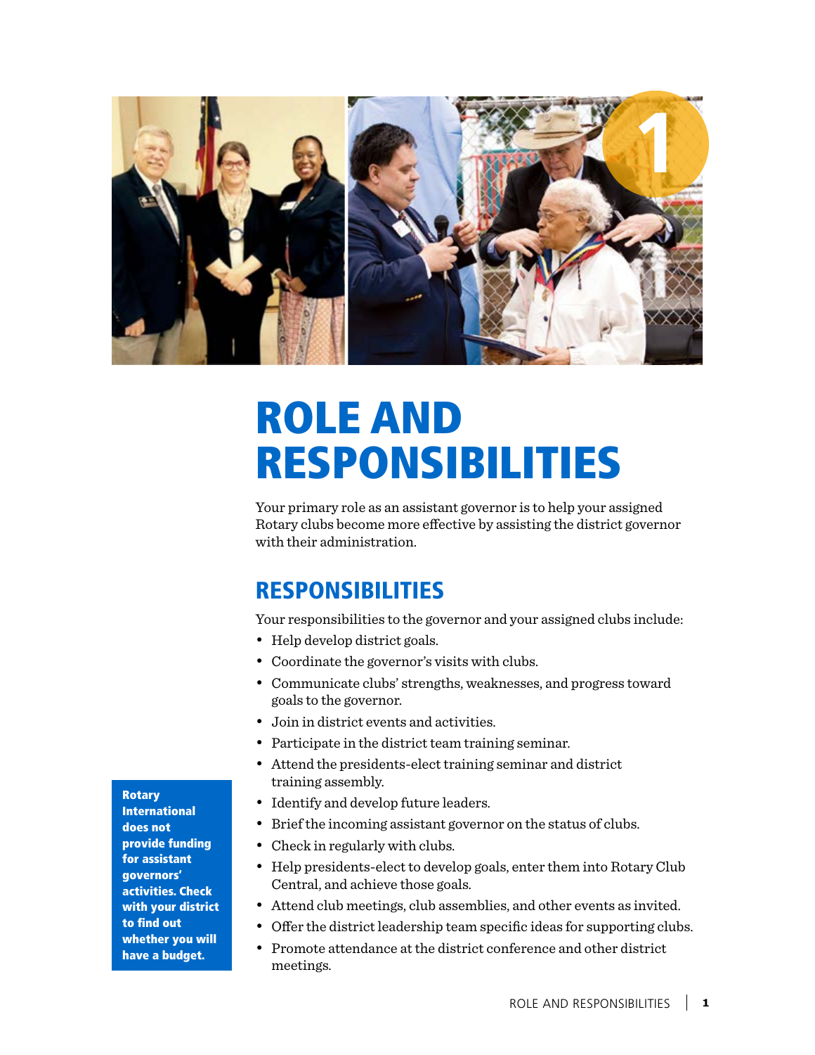# ROLE AND RESPONSIBILITIES

Your primary role as an assistant governor is to help your assigned Rotary clubs become more effective by assisting the district governor with their administration.

## RESPONSIBILITIES

Your responsibilities to the governor and your assigned clubs include:

- Help develop district goals.
- Coordinate the governor's visits with clubs.
- Communicate clubs' strengths, weaknesses, and progress toward goals to the governor.
- Join in district events and activities.
- Participate in the district team training seminar.
- Attend the presidents-elect training seminar and district training assembly.
- Identify and develop future leaders.
- Brief the incoming assistant governor on the status of clubs.
- Check in regularly with clubs.
- Help presidents-elect to develop goals, enter them into Rotary Club Central, and achieve those goals.
- Attend club meetings, club assemblies, and other events as invited.
- Offer the district leadership team specific ideas for supporting clubs.
- Promote attendance at the district conference and other district meetings.

**Rotary International does not provide funding for assistant governors' activities. Check with your district to find out whether you will have a budget.**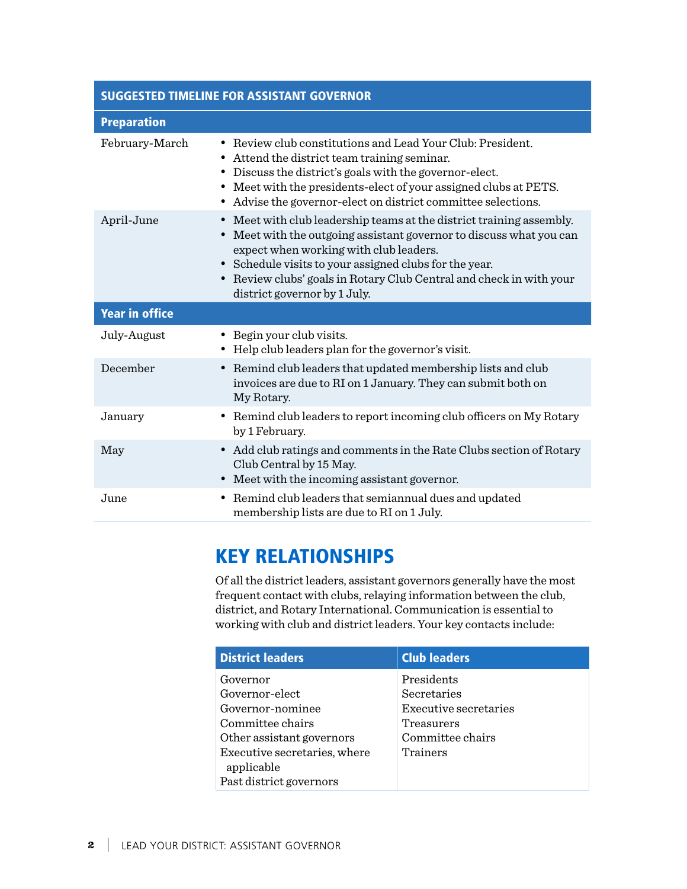| SUGGESTED TIMELINE FOR ASSISTANT GOVERNOR | |
|---|---|
| **Preparation** | |
| February-March | • Review club constitutions and Lead Your Club: President.<br>• Attend the district team training seminar.<br>• Discuss the district's goals with the governor-elect.<br>• Meet with the presidents-elect of your assigned clubs at PETS.<br>• Advise the governor-elect on district committee selections. |
| April-June | • Meet with club leadership teams at the district training assembly.<br>• Meet with the outgoing assistant governor to discuss what you can expect when working with club leaders.<br>• Schedule visits to your assigned clubs for the year.<br>• Review clubs' goals in Rotary Club Central and check in with your district governor by 1 July. |
| **Year in office** | |
| July-August | • Begin your club visits.<br>• Help club leaders plan for the governor's visit. |
| December | • Remind club leaders that updated membership lists and club invoices are due to RI on 1 January. They can submit both on My Rotary. |
| January | • Remind club leaders to report incoming club officers on My Rotary by 1 February. |
| May | • Add club ratings and comments in the Rate Clubs section of Rotary Club Central by 15 May.<br>• Meet with the incoming assistant governor. |
| June | • Remind club leaders that semiannual dues and updated membership lists are due to RI on 1 July. |

## KEY RELATIONSHIPS

Of all the district leaders, assistant governors generally have the most frequent contact with clubs, relaying information between the club, district, and Rotary International. Communication is essential to working with club and district leaders. Your key contacts include:

| District leaders | Club leaders |
|---|---|
| Governor<br>Governor-elect<br>Governor-nominee<br>Committee chairs<br>Other assistant governors<br>Executive secretaries, where applicable<br>Past district governors | Presidents<br>Secretaries<br>Executive secretaries<br>Treasurers<br>Committee chairs<br>Trainers |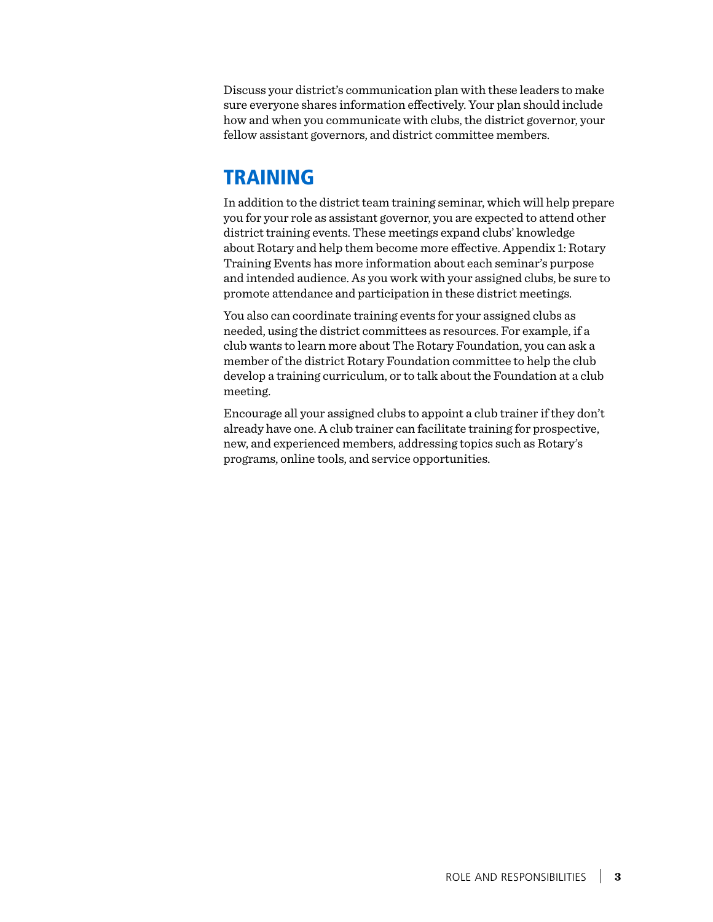Discuss your district's communication plan with these leaders to make sure everyone shares information effectively. Your plan should include how and when you communicate with clubs, the district governor, your fellow assistant governors, and district committee members.

## TRAINING

In addition to the district team training seminar, which will help prepare you for your role as assistant governor, you are expected to attend other district training events. These meetings expand clubs' knowledge about Rotary and help them become more effective. Appendix 1: Rotary Training Events has more information about each seminar's purpose and intended audience. As you work with your assigned clubs, be sure to promote attendance and participation in these district meetings.

You also can coordinate training events for your assigned clubs as needed, using the district committees as resources. For example, if a club wants to learn more about The Rotary Foundation, you can ask a member of the district Rotary Foundation committee to help the club develop a training curriculum, or to talk about the Foundation at a club meeting.

Encourage all your assigned clubs to appoint a club trainer if they don't already have one. A club trainer can facilitate training for prospective, new, and experienced members, addressing topics such as Rotary's programs, online tools, and service opportunities.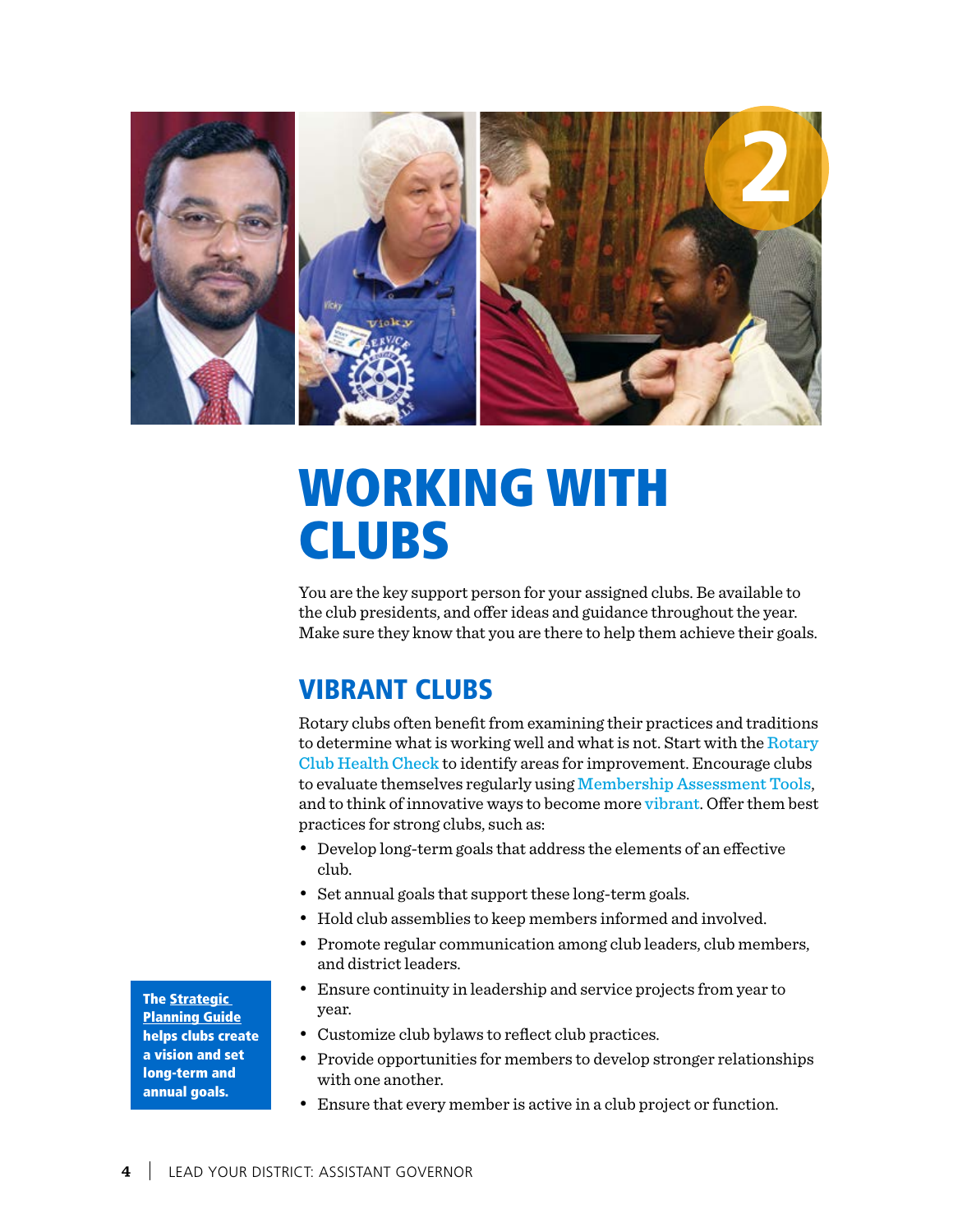# WORKING WITH CLUBS

You are the key support person for your assigned clubs. Be available to the club presidents, and offer ideas and guidance throughout the year. Make sure they know that you are there to help them achieve their goals.

## VIBRANT CLUBS

Rotary clubs often benefit from examining their practices and traditions to determine what is working well and what is not. Start with the Rotary Club Health Check to identify areas for improvement. Encourage clubs to evaluate themselves regularly using Membership Assessment Tools, and to think of innovative ways to become more vibrant. Offer them best practices for strong clubs, such as:

- Develop long-term goals that address the elements of an effective club.
- Set annual goals that support these long-term goals.
- Hold club assemblies to keep members informed and involved.
- Promote regular communication among club leaders, club members, and district leaders.
- Ensure continuity in leadership and service projects from year to year.
- Customize club bylaws to reflect club practices.
- Provide opportunities for members to develop stronger relationships with one another.
- Ensure that every member is active in a club project or function.

**The Strategic Planning Guide helps clubs create a vision and set long-term and annual goals.**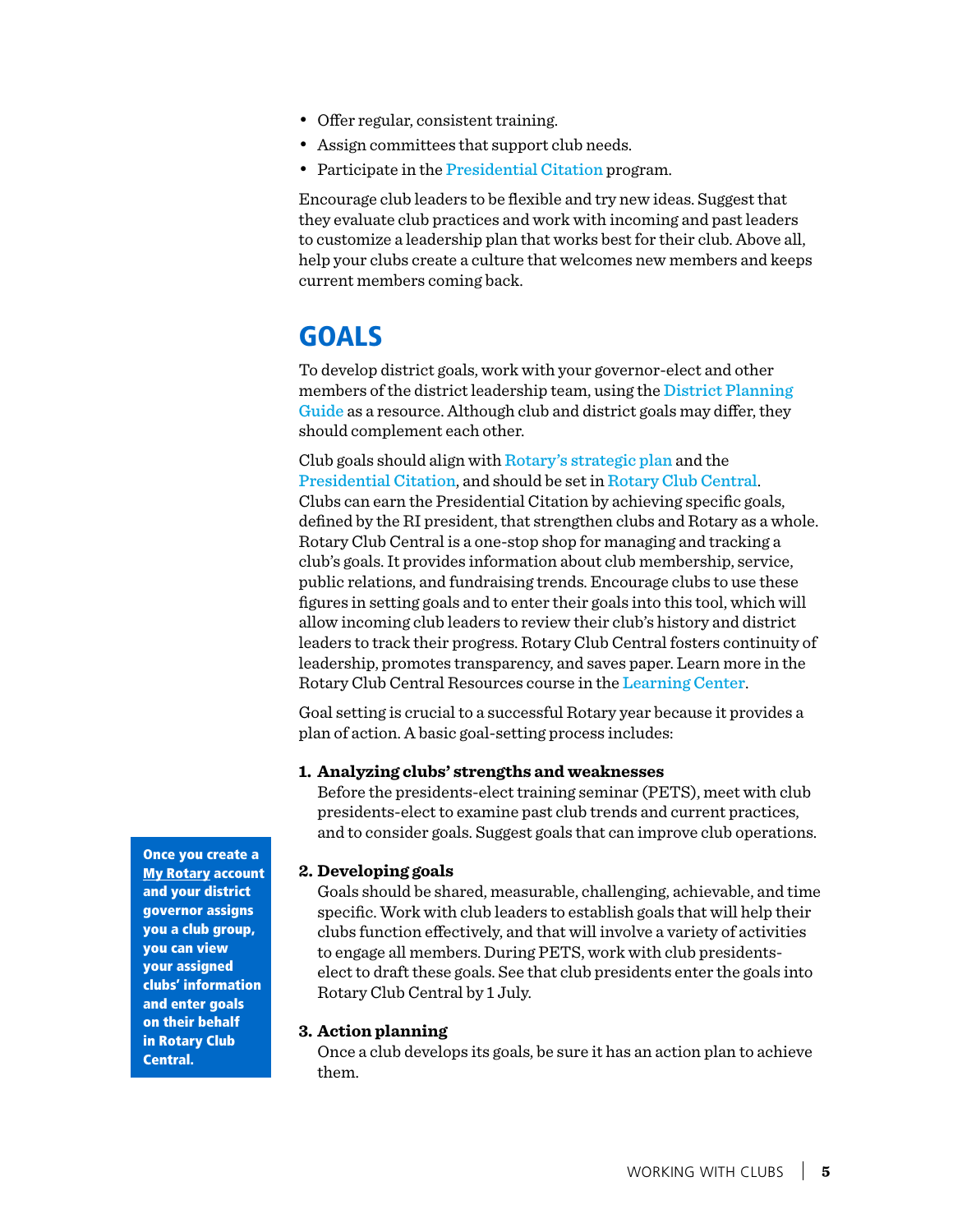- Offer regular, consistent training.
- Assign committees that support club needs.
- Participate in the Presidential Citation program.

Encourage club leaders to be flexible and try new ideas. Suggest that they evaluate club practices and work with incoming and past leaders to customize a leadership plan that works best for their club. Above all, help your clubs create a culture that welcomes new members and keeps current members coming back.

## GOALS

To develop district goals, work with your governor-elect and other members of the district leadership team, using the District Planning Guide as a resource. Although club and district goals may differ, they should complement each other.

Club goals should align with Rotary's strategic plan and the Presidential Citation, and should be set in Rotary Club Central. Clubs can earn the Presidential Citation by achieving specific goals, defined by the RI president, that strengthen clubs and Rotary as a whole. Rotary Club Central is a one-stop shop for managing and tracking a club's goals. It provides information about club membership, service, public relations, and fundraising trends. Encourage clubs to use these figures in setting goals and to enter their goals into this tool, which will allow incoming club leaders to review their club's history and district leaders to track their progress. Rotary Club Central fosters continuity of leadership, promotes transparency, and saves paper. Learn more in the Rotary Club Central Resources course in the Learning Center.

Goal setting is crucial to a successful Rotary year because it provides a plan of action. A basic goal-setting process includes:

**Once you create a My Rotary account and your district governor assigns you a club group, you can view your assigned clubs' information and enter goals on their behalf in Rotary Club Central.**

1. **Analyzing clubs' strengths and weaknesses**
   Before the presidents-elect training seminar (PETS), meet with club presidents-elect to examine past club trends and current practices, and to consider goals. Suggest goals that can improve club operations.

2. **Developing goals**
   Goals should be shared, measurable, challenging, achievable, and time specific. Work with club leaders to establish goals that will help their clubs function effectively, and that will involve a variety of activities to engage all members. During PETS, work with club presidents-elect to draft these goals. See that club presidents enter the goals into Rotary Club Central by 1 July.

3. **Action planning**
   Once a club develops its goals, be sure it has an action plan to achieve them.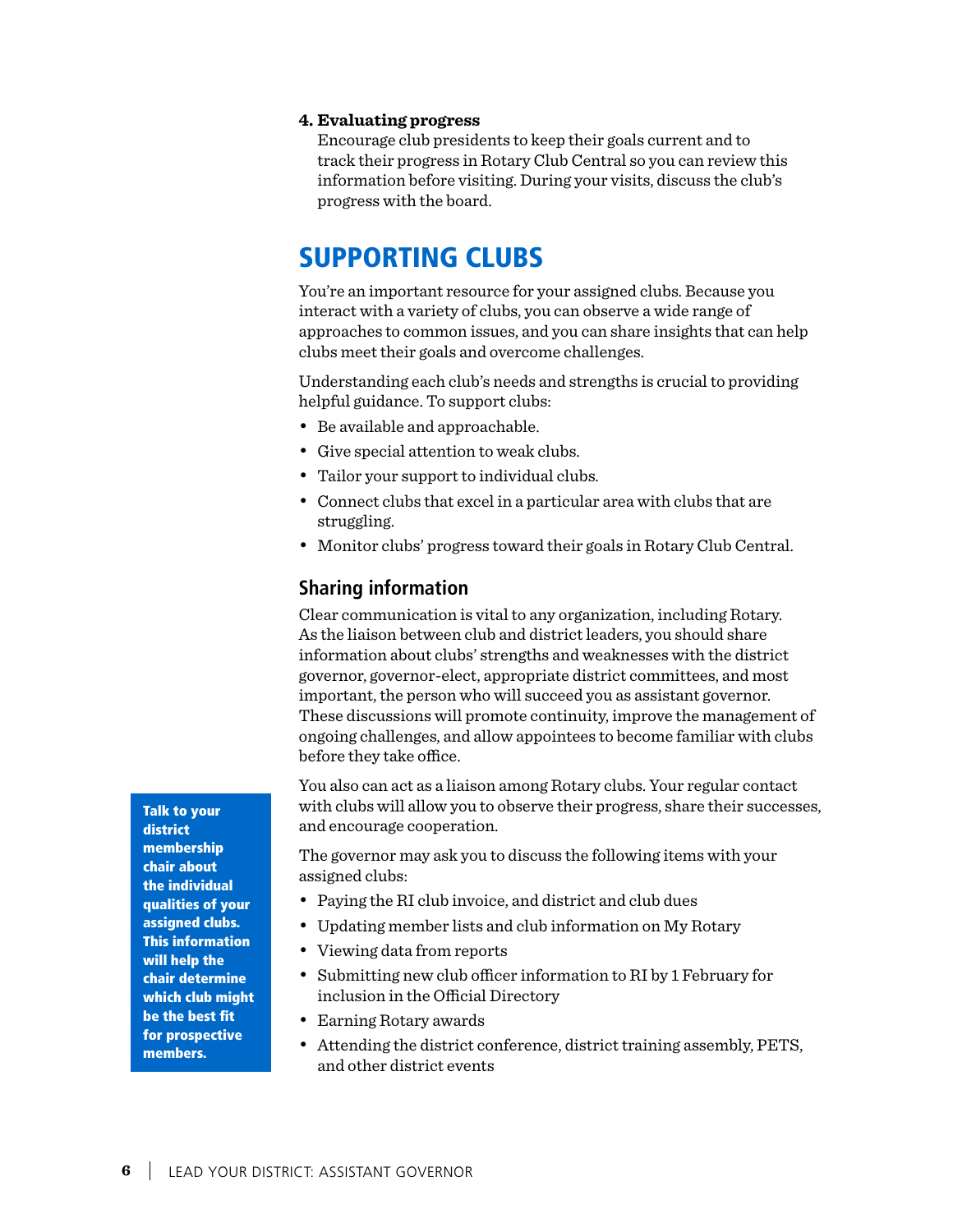**4. Evaluating progress**
Encourage club presidents to keep their goals current and to track their progress in Rotary Club Central so you can review this information before visiting. During your visits, discuss the club's progress with the board.

# SUPPORTING CLUBS

You're an important resource for your assigned clubs. Because you interact with a variety of clubs, you can observe a wide range of approaches to common issues, and you can share insights that can help clubs meet their goals and overcome challenges.

Understanding each club's needs and strengths is crucial to providing helpful guidance. To support clubs:

- Be available and approachable.
- Give special attention to weak clubs.
- Tailor your support to individual clubs.
- Connect clubs that excel in a particular area with clubs that are struggling.
- Monitor clubs' progress toward their goals in Rotary Club Central.

## Sharing information

Clear communication is vital to any organization, including Rotary. As the liaison between club and district leaders, you should share information about clubs' strengths and weaknesses with the district governor, governor-elect, appropriate district committees, and most important, the person who will succeed you as assistant governor. These discussions will promote continuity, improve the management of ongoing challenges, and allow appointees to become familiar with clubs before they take office.

You also can act as a liaison among Rotary clubs. Your regular contact with clubs will allow you to observe their progress, share their successes, and encourage cooperation.

**Talk to your district membership chair about the individual qualities of your assigned clubs. This information will help the chair determine which club might be the best fit for prospective members.**

The governor may ask you to discuss the following items with your assigned clubs:

- Paying the RI club invoice, and district and club dues
- Updating member lists and club information on My Rotary
- Viewing data from reports
- Submitting new club officer information to RI by 1 February for inclusion in the Official Directory
- Earning Rotary awards
- Attending the district conference, district training assembly, PETS, and other district events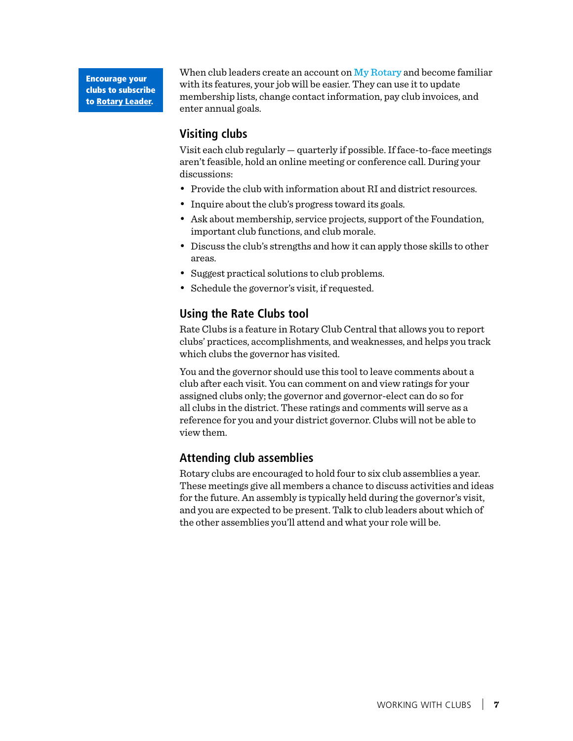**Encourage your clubs to subscribe to Rotary Leader.**

When club leaders create an account on My Rotary and become familiar with its features, your job will be easier. They can use it to update membership lists, change contact information, pay club invoices, and enter annual goals.

### Visiting clubs

Visit each club regularly — quarterly if possible. If face-to-face meetings aren't feasible, hold an online meeting or conference call. During your discussions:

- Provide the club with information about RI and district resources.
- Inquire about the club's progress toward its goals.
- Ask about membership, service projects, support of the Foundation, important club functions, and club morale.
- Discuss the club's strengths and how it can apply those skills to other areas.
- Suggest practical solutions to club problems.
- Schedule the governor's visit, if requested.

### Using the Rate Clubs tool

Rate Clubs is a feature in Rotary Club Central that allows you to report clubs' practices, accomplishments, and weaknesses, and helps you track which clubs the governor has visited.

You and the governor should use this tool to leave comments about a club after each visit. You can comment on and view ratings for your assigned clubs only; the governor and governor-elect can do so for all clubs in the district. These ratings and comments will serve as a reference for you and your district governor. Clubs will not be able to view them.

### Attending club assemblies

Rotary clubs are encouraged to hold four to six club assemblies a year. These meetings give all members a chance to discuss activities and ideas for the future. An assembly is typically held during the governor's visit, and you are expected to be present. Talk to club leaders about which of the other assemblies you'll attend and what your role will be.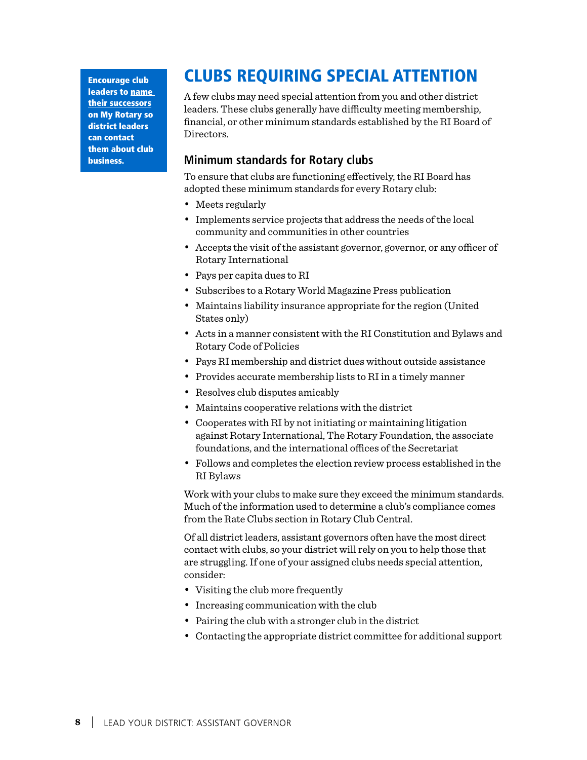**Encourage club leaders to name their successors on My Rotary so district leaders can contact them about club business.**

# CLUBS REQUIRING SPECIAL ATTENTION

A few clubs may need special attention from you and other district leaders. These clubs generally have difficulty meeting membership, financial, or other minimum standards established by the RI Board of Directors.

## Minimum standards for Rotary clubs

To ensure that clubs are functioning effectively, the RI Board has adopted these minimum standards for every Rotary club:

- Meets regularly
- Implements service projects that address the needs of the local community and communities in other countries
- Accepts the visit of the assistant governor, governor, or any officer of Rotary International
- Pays per capita dues to RI
- Subscribes to a Rotary World Magazine Press publication
- Maintains liability insurance appropriate for the region (United States only)
- Acts in a manner consistent with the RI Constitution and Bylaws and Rotary Code of Policies
- Pays RI membership and district dues without outside assistance
- Provides accurate membership lists to RI in a timely manner
- Resolves club disputes amicably
- Maintains cooperative relations with the district
- Cooperates with RI by not initiating or maintaining litigation against Rotary International, The Rotary Foundation, the associate foundations, and the international offices of the Secretariat
- Follows and completes the election review process established in the RI Bylaws

Work with your clubs to make sure they exceed the minimum standards. Much of the information used to determine a club's compliance comes from the Rate Clubs section in Rotary Club Central.

Of all district leaders, assistant governors often have the most direct contact with clubs, so your district will rely on you to help those that are struggling. If one of your assigned clubs needs special attention, consider:

- Visiting the club more frequently
- Increasing communication with the club
- Pairing the club with a stronger club in the district
- Contacting the appropriate district committee for additional support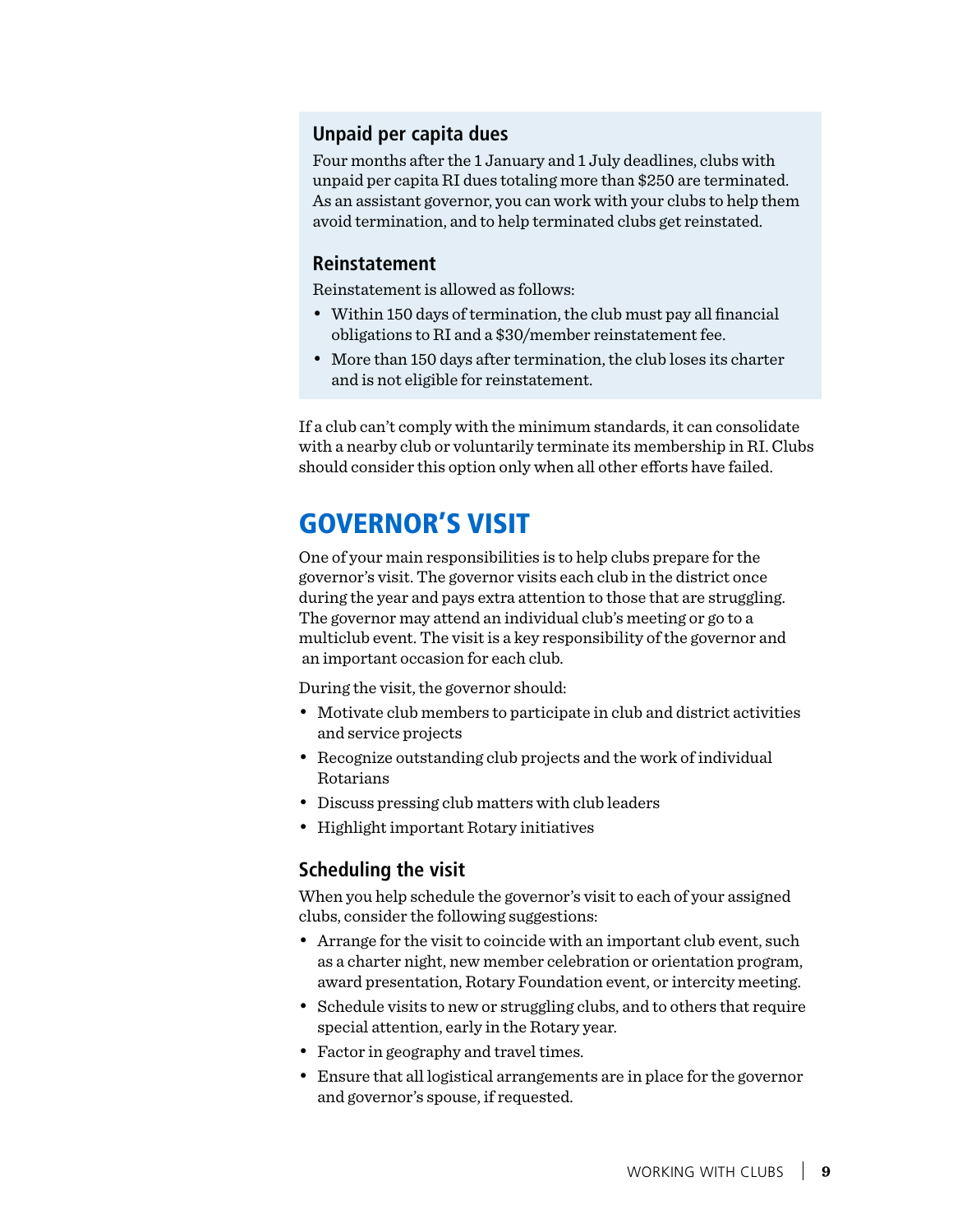### Unpaid per capita dues

Four months after the 1 January and 1 July deadlines, clubs with unpaid per capita RI dues totaling more than $250 are terminated. As an assistant governor, you can work with your clubs to help them avoid termination, and to help terminated clubs get reinstated.

### Reinstatement

Reinstatement is allowed as follows:

- Within 150 days of termination, the club must pay all financial obligations to RI and a $30/member reinstatement fee.
- More than 150 days after termination, the club loses its charter and is not eligible for reinstatement.

If a club can't comply with the minimum standards, it can consolidate with a nearby club or voluntarily terminate its membership in RI. Clubs should consider this option only when all other efforts have failed.

## GOVERNOR'S VISIT

One of your main responsibilities is to help clubs prepare for the governor's visit. The governor visits each club in the district once during the year and pays extra attention to those that are struggling. The governor may attend an individual club's meeting or go to a multiclub event. The visit is a key responsibility of the governor and an important occasion for each club.

During the visit, the governor should:

- Motivate club members to participate in club and district activities and service projects
- Recognize outstanding club projects and the work of individual Rotarians
- Discuss pressing club matters with club leaders
- Highlight important Rotary initiatives

### Scheduling the visit

When you help schedule the governor's visit to each of your assigned clubs, consider the following suggestions:

- Arrange for the visit to coincide with an important club event, such as a charter night, new member celebration or orientation program, award presentation, Rotary Foundation event, or intercity meeting.
- Schedule visits to new or struggling clubs, and to others that require special attention, early in the Rotary year.
- Factor in geography and travel times.
- Ensure that all logistical arrangements are in place for the governor and governor's spouse, if requested.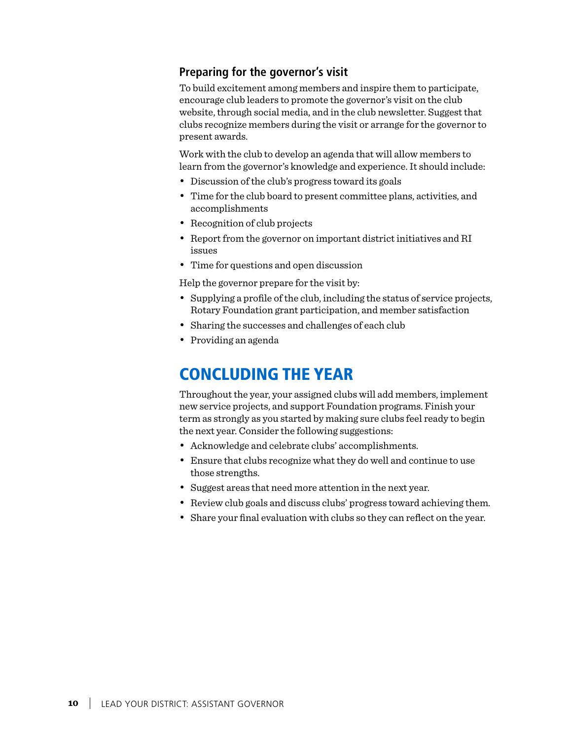### Preparing for the governor's visit

To build excitement among members and inspire them to participate, encourage club leaders to promote the governor's visit on the club website, through social media, and in the club newsletter. Suggest that clubs recognize members during the visit or arrange for the governor to present awards.

Work with the club to develop an agenda that will allow members to learn from the governor's knowledge and experience. It should include:

- Discussion of the club's progress toward its goals
- Time for the club board to present committee plans, activities, and accomplishments
- Recognition of club projects
- Report from the governor on important district initiatives and RI issues
- Time for questions and open discussion

Help the governor prepare for the visit by:

- Supplying a profile of the club, including the status of service projects, Rotary Foundation grant participation, and member satisfaction
- Sharing the successes and challenges of each club
- Providing an agenda

## CONCLUDING THE YEAR

Throughout the year, your assigned clubs will add members, implement new service projects, and support Foundation programs. Finish your term as strongly as you started by making sure clubs feel ready to begin the next year. Consider the following suggestions:

- Acknowledge and celebrate clubs' accomplishments.
- Ensure that clubs recognize what they do well and continue to use those strengths.
- Suggest areas that need more attention in the next year.
- Review club goals and discuss clubs' progress toward achieving them.
- Share your final evaluation with clubs so they can reflect on the year.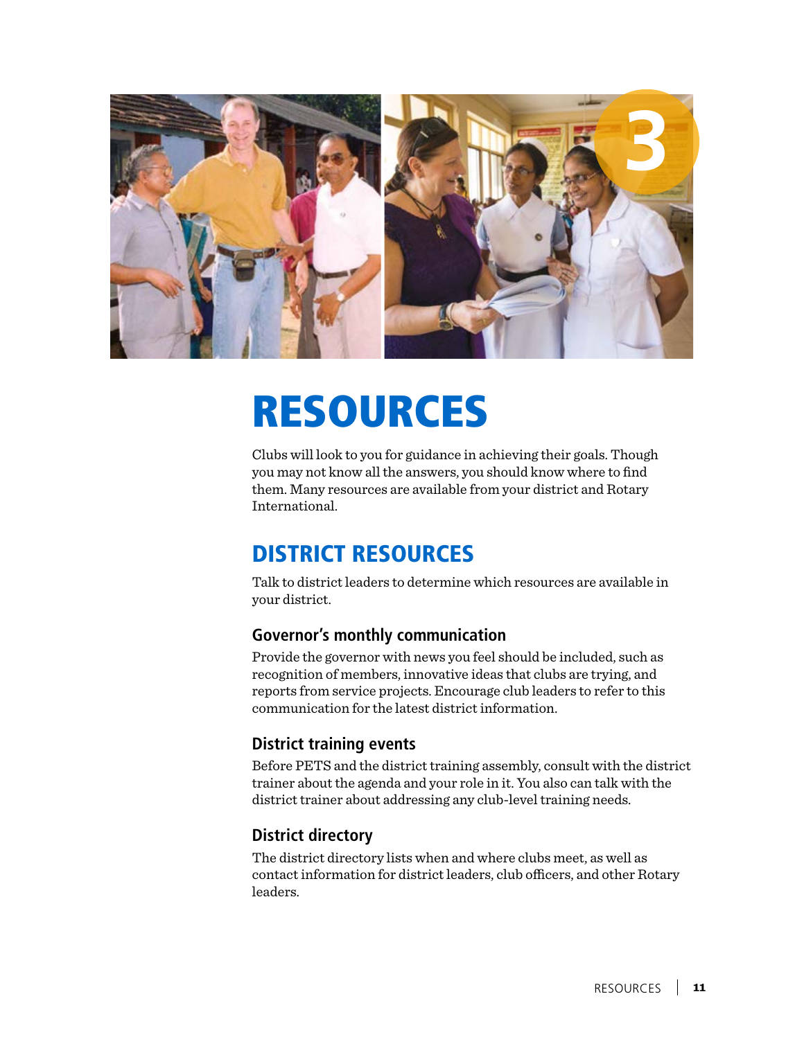# RESOURCES

Clubs will look to you for guidance in achieving their goals. Though you may not know all the answers, you should know where to find them. Many resources are available from your district and Rotary International.

## DISTRICT RESOURCES

Talk to district leaders to determine which resources are available in your district.

### Governor's monthly communication

Provide the governor with news you feel should be included, such as recognition of members, innovative ideas that clubs are trying, and reports from service projects. Encourage club leaders to refer to this communication for the latest district information.

### District training events

Before PETS and the district training assembly, consult with the district trainer about the agenda and your role in it. You also can talk with the district trainer about addressing any club-level training needs.

### District directory

The district directory lists when and where clubs meet, as well as contact information for district leaders, club officers, and other Rotary leaders.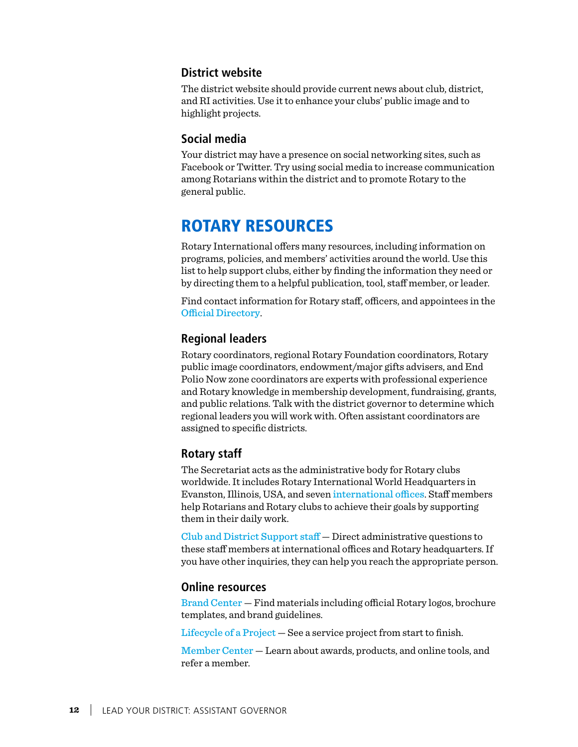### District website

The district website should provide current news about club, district, and RI activities. Use it to enhance your clubs' public image and to highlight projects.

### Social media

Your district may have a presence on social networking sites, such as Facebook or Twitter. Try using social media to increase communication among Rotarians within the district and to promote Rotary to the general public.

## ROTARY RESOURCES

Rotary International offers many resources, including information on programs, policies, and members' activities around the world. Use this list to help support clubs, either by finding the information they need or by directing them to a helpful publication, tool, staff member, or leader.

Find contact information for Rotary staff, officers, and appointees in the Official Directory.

### Regional leaders

Rotary coordinators, regional Rotary Foundation coordinators, Rotary public image coordinators, endowment/major gifts advisers, and End Polio Now zone coordinators are experts with professional experience and Rotary knowledge in membership development, fundraising, grants, and public relations. Talk with the district governor to determine which regional leaders you will work with. Often assistant coordinators are assigned to specific districts.

### Rotary staff

The Secretariat acts as the administrative body for Rotary clubs worldwide. It includes Rotary International World Headquarters in Evanston, Illinois, USA, and seven international offices. Staff members help Rotarians and Rotary clubs to achieve their goals by supporting them in their daily work.

Club and District Support staff — Direct administrative questions to these staff members at international offices and Rotary headquarters. If you have other inquiries, they can help you reach the appropriate person.

### Online resources

Brand Center — Find materials including official Rotary logos, brochure templates, and brand guidelines.

Lifecycle of a Project — See a service project from start to finish.

Member Center — Learn about awards, products, and online tools, and refer a member.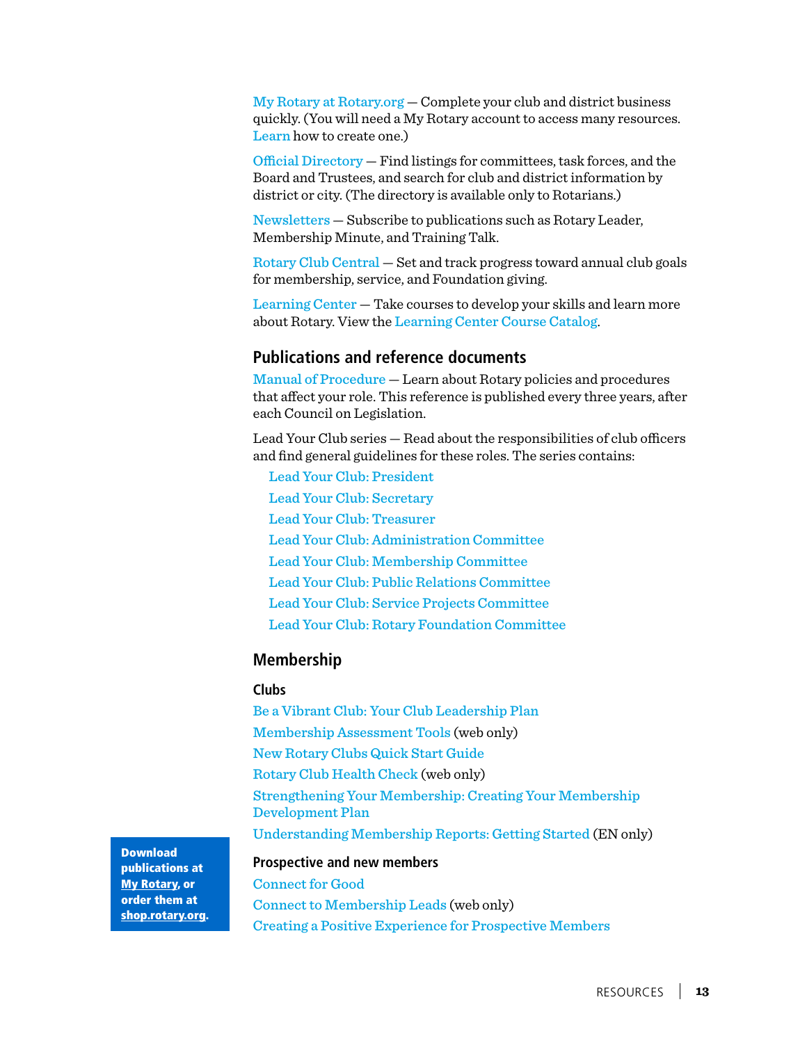My Rotary at Rotary.org — Complete your club and district business quickly. (You will need a My Rotary account to access many resources. Learn how to create one.)

Official Directory — Find listings for committees, task forces, and the Board and Trustees, and search for club and district information by district or city. (The directory is available only to Rotarians.)

Newsletters — Subscribe to publications such as Rotary Leader, Membership Minute, and Training Talk.

Rotary Club Central — Set and track progress toward annual club goals for membership, service, and Foundation giving.

Learning Center — Take courses to develop your skills and learn more about Rotary. View the Learning Center Course Catalog.

## Publications and reference documents

Manual of Procedure — Learn about Rotary policies and procedures that affect your role. This reference is published every three years, after each Council on Legislation.

Lead Your Club series — Read about the responsibilities of club officers and find general guidelines for these roles. The series contains:

- Lead Your Club: President
- Lead Your Club: Secretary
- Lead Your Club: Treasurer
- Lead Your Club: Administration Committee
- Lead Your Club: Membership Committee
- Lead Your Club: Public Relations Committee
- Lead Your Club: Service Projects Committee
- Lead Your Club: Rotary Foundation Committee

## Membership

### Clubs

Be a Vibrant Club: Your Club Leadership Plan

Membership Assessment Tools (web only)

New Rotary Clubs Quick Start Guide

Rotary Club Health Check (web only)

Strengthening Your Membership: Creating Your Membership Development Plan

Understanding Membership Reports: Getting Started (EN only)

### Prospective and new members

Connect for Good

Connect to Membership Leads (web only)

Creating a Positive Experience for Prospective Members

**Download publications at My Rotary, or order them at shop.rotary.org.**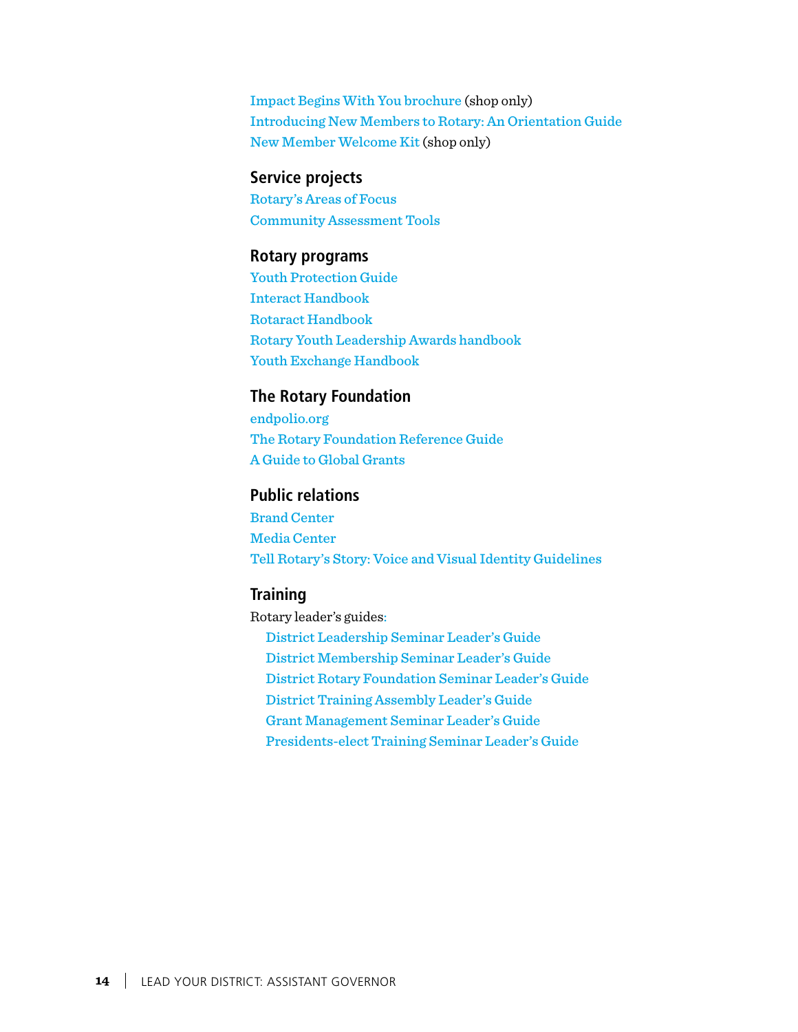Impact Begins With You brochure (shop only)
Introducing New Members to Rotary: An Orientation Guide
New Member Welcome Kit (shop only)

### Service projects

Rotary's Areas of Focus
Community Assessment Tools

### Rotary programs

Youth Protection Guide
Interact Handbook
Rotaract Handbook
Rotary Youth Leadership Awards handbook
Youth Exchange Handbook

### The Rotary Foundation

endpolio.org
The Rotary Foundation Reference Guide
A Guide to Global Grants

### Public relations

Brand Center
Media Center
Tell Rotary's Story: Voice and Visual Identity Guidelines

### Training

Rotary leader's guides:

- District Leadership Seminar Leader's Guide
- District Membership Seminar Leader's Guide
- District Rotary Foundation Seminar Leader's Guide
- District Training Assembly Leader's Guide
- Grant Management Seminar Leader's Guide
- Presidents-elect Training Seminar Leader's Guide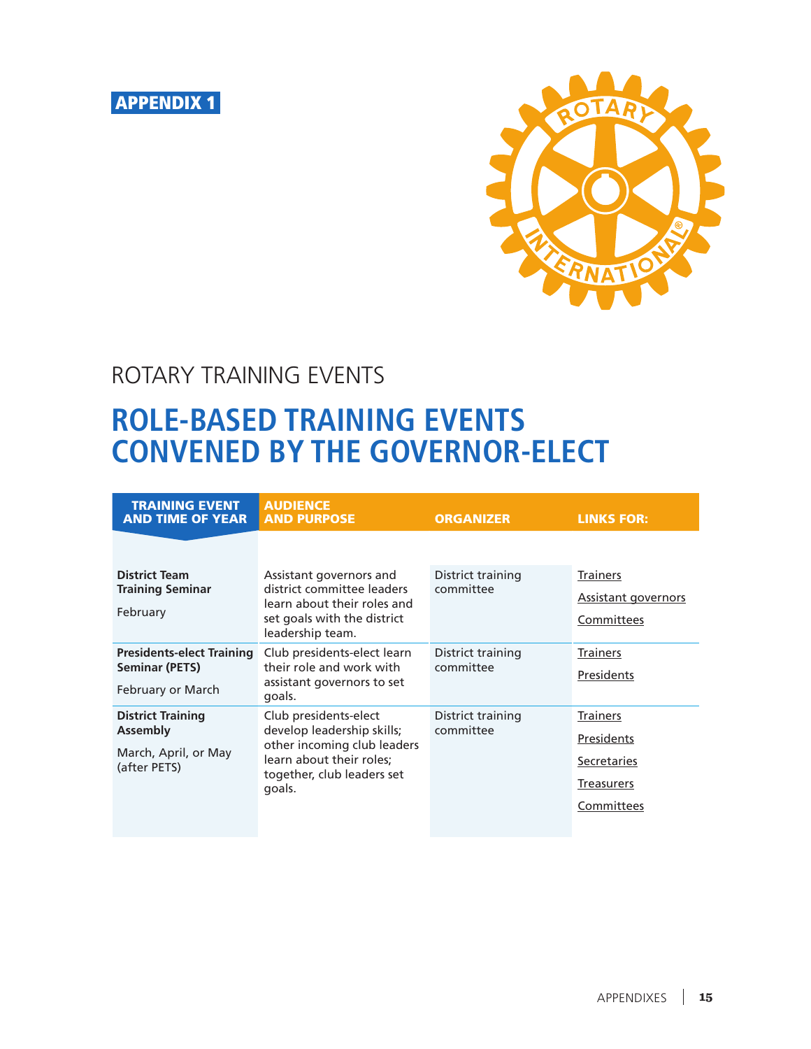**APPENDIX 1**

ROTARY TRAINING EVENTS

# ROLE-BASED TRAINING EVENTS CONVENED BY THE GOVERNOR-ELECT

| TRAINING EVENT AND TIME OF YEAR | AUDIENCE AND PURPOSE | ORGANIZER | LINKS FOR: |
|---|---|---|---|
| **District Team Training Seminar**<br><br>February | Assistant governors and district committee leaders learn about their roles and set goals with the district leadership team. | District training committee | Trainers<br>Assistant governors<br>Committees |
| **Presidents-elect Training Seminar (PETS)**<br><br>February or March | Club presidents-elect learn their role and work with assistant governors to set goals. | District training committee | Trainers<br>Presidents |
| **District Training Assembly**<br><br>March, April, or May (after PETS) | Club presidents-elect develop leadership skills; other incoming club leaders learn about their roles; together, club leaders set goals. | District training committee | Trainers<br>Presidents<br>Secretaries<br>Treasurers<br>Committees |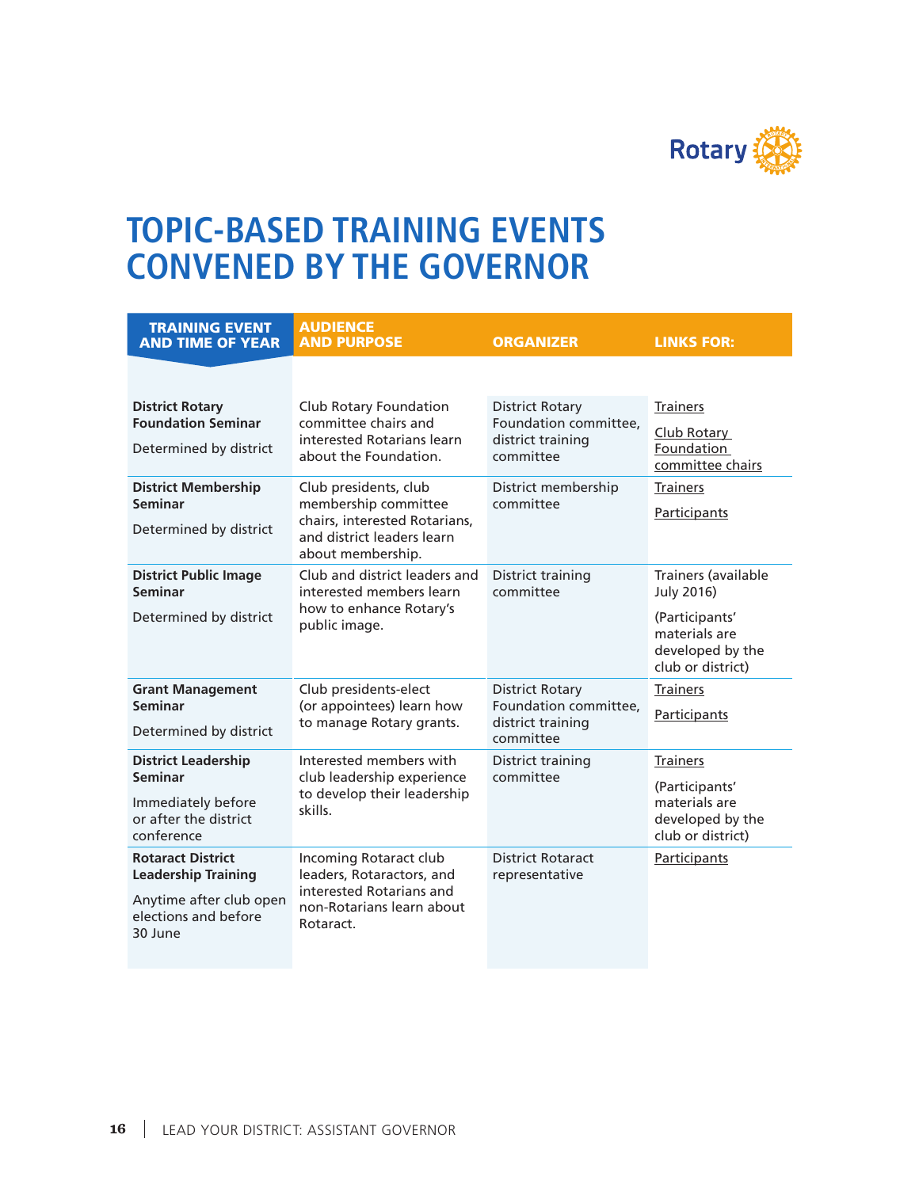# TOPIC-BASED TRAINING EVENTS CONVENED BY THE GOVERNOR

| TRAINING EVENT AND TIME OF YEAR | AUDIENCE AND PURPOSE | ORGANIZER | LINKS FOR: |
|---|---|---|---|
| **District Rotary Foundation Seminar**<br>Determined by district | Club Rotary Foundation committee chairs and interested Rotarians learn about the Foundation. | District Rotary Foundation committee, district training committee | Trainers<br>Club Rotary Foundation committee chairs |
| **District Membership Seminar**<br>Determined by district | Club presidents, club membership committee chairs, interested Rotarians, and district leaders learn about membership. | District membership committee | Trainers<br>Participants |
| **District Public Image Seminar**<br>Determined by district | Club and district leaders and interested members learn how to enhance Rotary's public image. | District training committee | Trainers (available July 2016)<br>(Participants' materials are developed by the club or district) |
| **Grant Management Seminar**<br>Determined by district | Club presidents-elect (or appointees) learn how to manage Rotary grants. | District Rotary Foundation committee, district training committee | Trainers<br>Participants |
| **District Leadership Seminar**<br>Immediately before or after the district conference | Interested members with club leadership experience to develop their leadership skills. | District training committee | Trainers<br>(Participants' materials are developed by the club or district) |
| **Rotaract District Leadership Training**<br>Anytime after club open elections and before 30 June | Incoming Rotaract club leaders, Rotaractors, and interested Rotarians and non-Rotarians learn about Rotaract. | District Rotaract representative | Participants |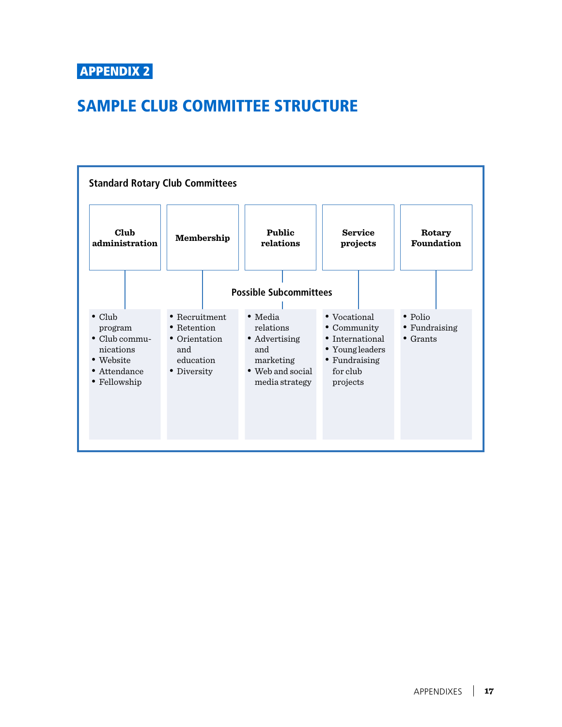APPENDIX 2

# SAMPLE CLUB COMMITTEE STRUCTURE

### Standard Rotary Club Committees

**Possible Subcommittees**

| Club administration | Membership | Public relations | Service projects | Rotary Foundation |
|---|---|---|---|---|
| • Club program<br>• Club communications<br>• Website<br>• Attendance<br>• Fellowship | • Recruitment<br>• Retention<br>• Orientation and education<br>• Diversity | • Media relations<br>• Advertising and marketing<br>• Web and social media strategy | • Vocational<br>• Community<br>• International<br>• Young leaders<br>• Fundraising for club projects | • Polio<br>• Fundraising<br>• Grants |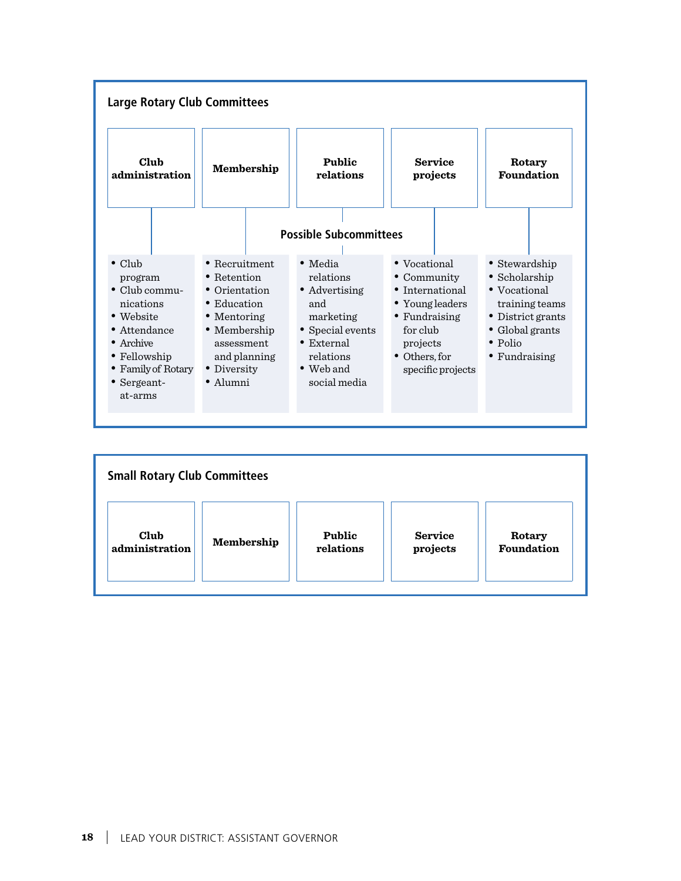## Large Rotary Club Committees

| Club administration | Membership | Public relations | Service projects | Rotary Foundation |
|---|---|---|---|---|

**Possible Subcommittees**

| Club administration | Membership | Public relations | Service projects | Rotary Foundation |
|---|---|---|---|---|
| • Club program<br>• Club communications<br>• Website<br>• Attendance<br>• Archive<br>• Fellowship<br>• Family of Rotary<br>• Sergeant-at-arms | • Recruitment<br>• Retention<br>• Orientation<br>• Education<br>• Mentoring<br>• Membership assessment and planning<br>• Diversity<br>• Alumni | • Media relations<br>• Advertising and marketing<br>• Special events<br>• External relations<br>• Web and social media | • Vocational<br>• Community<br>• International<br>• Young leaders<br>• Fundraising for club projects<br>• Others, for specific projects | • Stewardship<br>• Scholarship<br>• Vocational training teams<br>• District grants<br>• Global grants<br>• Polio<br>• Fundraising |

## Small Rotary Club Committees

| Club administration | Membership | Public relations | Service projects | Rotary Foundation |
|---|---|---|---|---|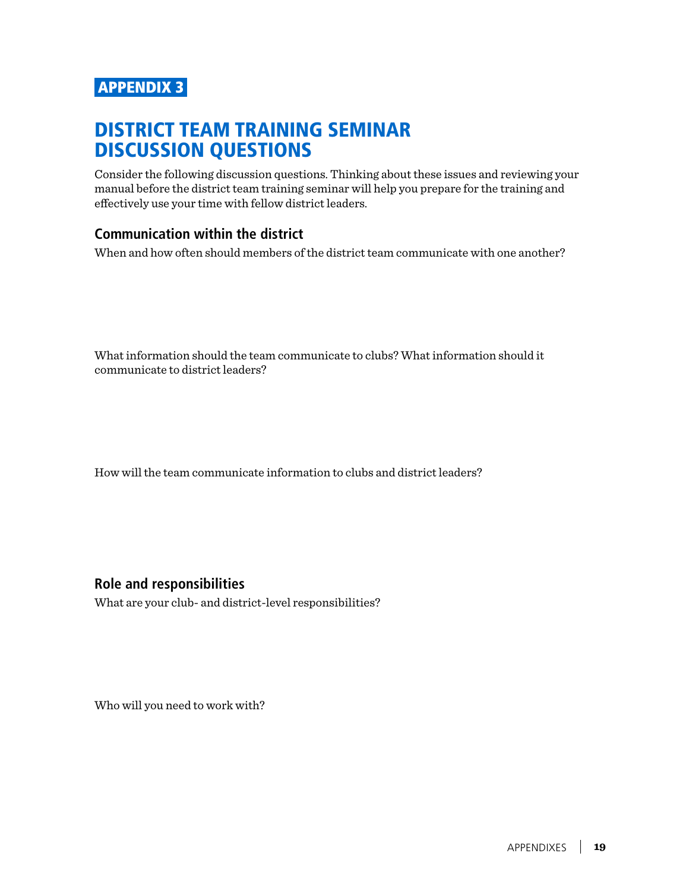APPENDIX 3

# DISTRICT TEAM TRAINING SEMINAR DISCUSSION QUESTIONS

Consider the following discussion questions. Thinking about these issues and reviewing your manual before the district team training seminar will help you prepare for the training and effectively use your time with fellow district leaders.

## Communication within the district

When and how often should members of the district team communicate with one another?

What information should the team communicate to clubs? What information should it communicate to district leaders?

How will the team communicate information to clubs and district leaders?

## Role and responsibilities

What are your club- and district-level responsibilities?

Who will you need to work with?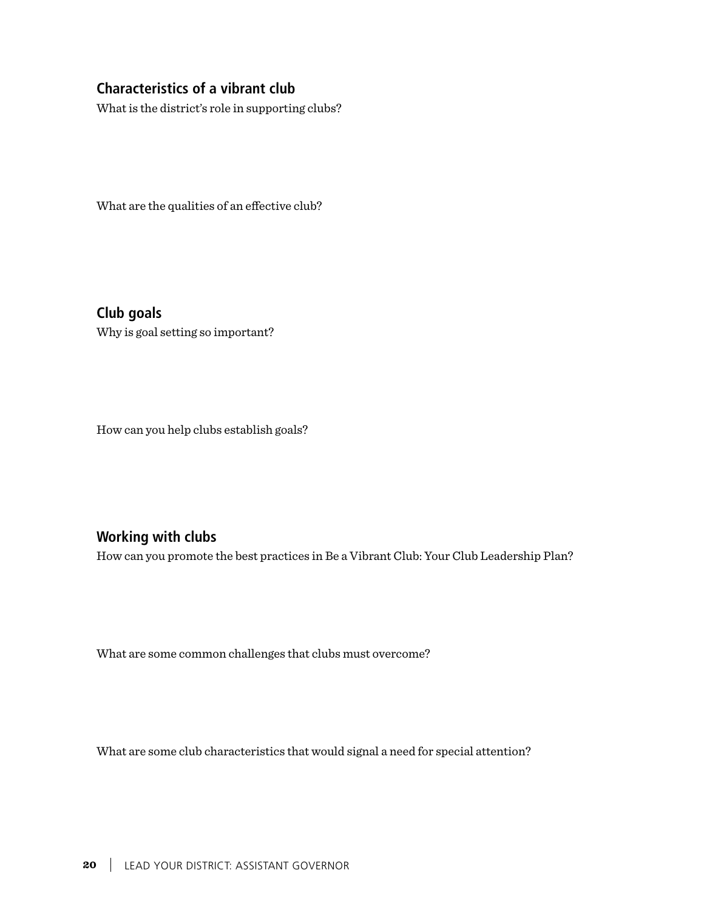## Characteristics of a vibrant club

What is the district's role in supporting clubs?

What are the qualities of an effective club?

## Club goals

Why is goal setting so important?

How can you help clubs establish goals?

## Working with clubs

How can you promote the best practices in Be a Vibrant Club: Your Club Leadership Plan?

What are some common challenges that clubs must overcome?

What are some club characteristics that would signal a need for special attention?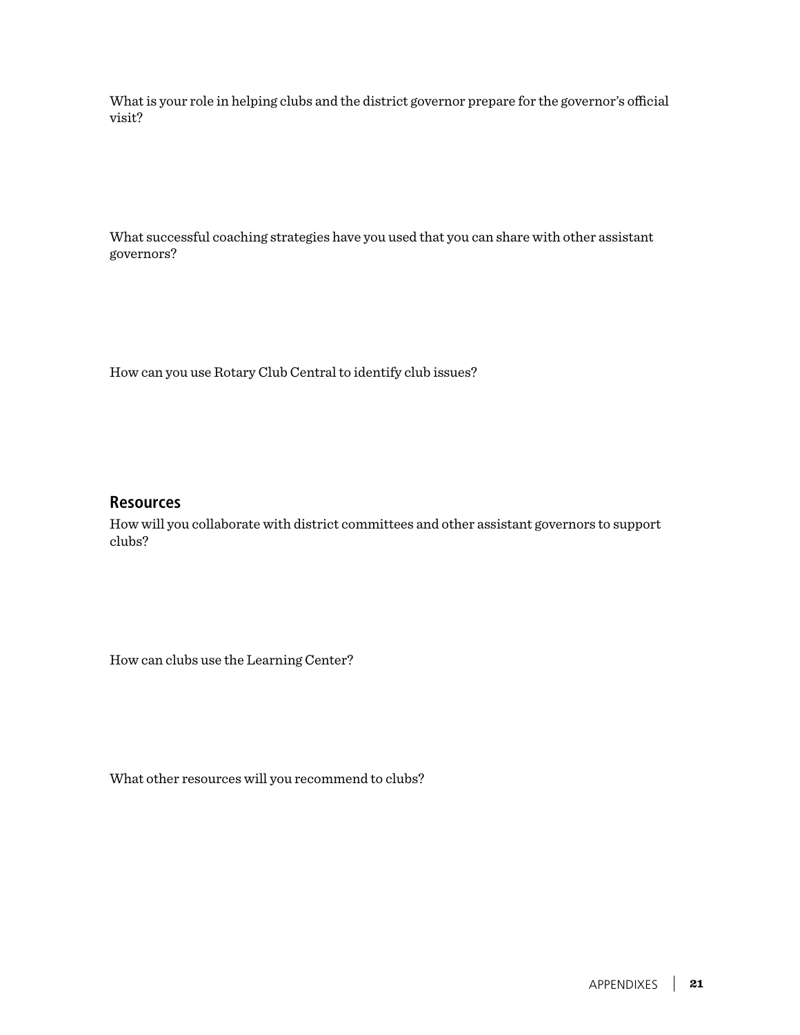What is your role in helping clubs and the district governor prepare for the governor's official visit?

What successful coaching strategies have you used that you can share with other assistant governors?

How can you use Rotary Club Central to identify club issues?

## Resources

How will you collaborate with district committees and other assistant governors to support clubs?

How can clubs use the Learning Center?

What other resources will you recommend to clubs?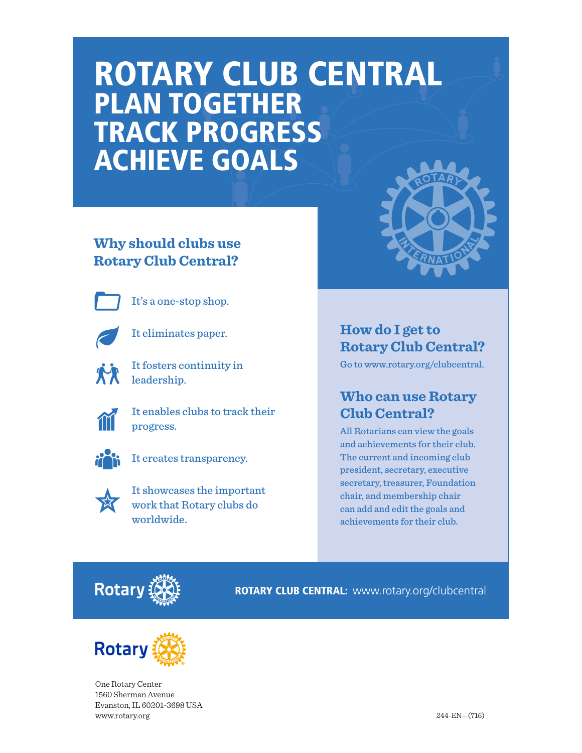# ROTARY CLUB CENTRAL

## PLAN TOGETHER
## TRACK PROGRESS
## ACHIEVE GOALS

### Why should clubs use Rotary Club Central?

- It's a one-stop shop.
- It eliminates paper.
- It fosters continuity in leadership.
- It enables clubs to track their progress.
- It creates transparency.
- It showcases the important work that Rotary clubs do worldwide.

### How do I get to Rotary Club Central?

Go to www.rotary.org/clubcentral.

### Who can use Rotary Club Central?

All Rotarians can view the goals and achievements for their club. The current and incoming club president, secretary, executive secretary, treasurer, Foundation chair, and membership chair can add and edit the goals and achievements for their club.

Rotary

**ROTARY CLUB CENTRAL:** www.rotary.org/clubcentral

Rotary

One Rotary Center
1560 Sherman Avenue
Evanston, IL 60201-3698 USA
www.rotary.org

244-EN—(716)